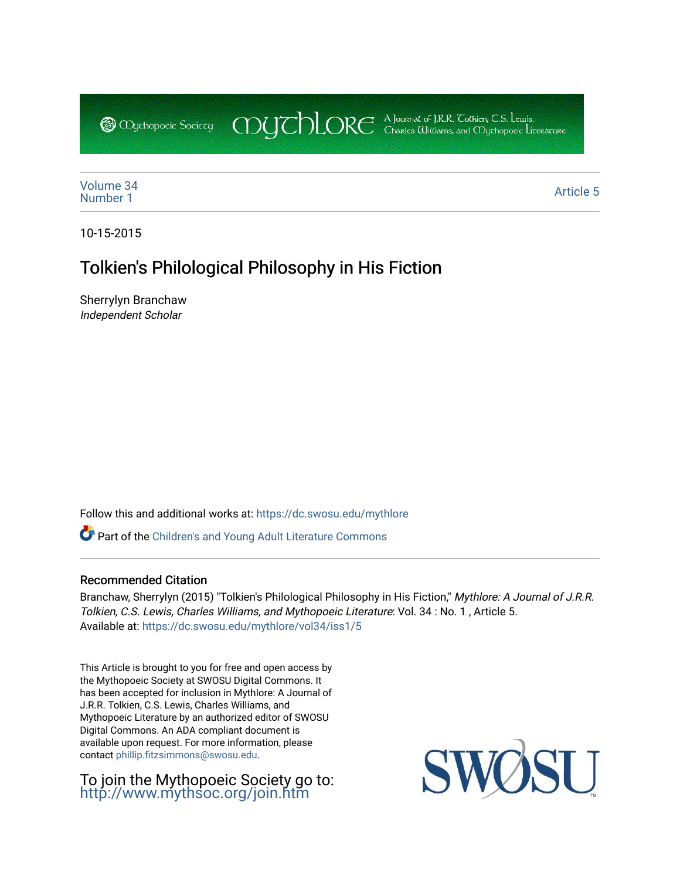Mythopoeic Society | Mythlore | A Journal of J.R.R. Tolkien, C.S. Lewis, Charles Williams, and Mythopoeic Literature

Volume 34
Number 1

Article 5

10-15-2015

# Tolkien's Philological Philosophy in His Fiction

Sherrylyn Branchaw
*Independent Scholar*

Follow this and additional works at: https://dc.swosu.edu/mythlore

Part of the Children's and Young Adult Literature Commons

## Recommended Citation

Branchaw, Sherrylyn (2015) "Tolkien's Philological Philosophy in His Fiction," *Mythlore: A Journal of J.R.R. Tolkien, C.S. Lewis, Charles Williams, and Mythopoeic Literature*: Vol. 34 : No. 1 , Article 5.
Available at: https://dc.swosu.edu/mythlore/vol34/iss1/5

This Article is brought to you for free and open access by the Mythopoeic Society at SWOSU Digital Commons. It has been accepted for inclusion in Mythlore: A Journal of J.R.R. Tolkien, C.S. Lewis, Charles Williams, and Mythopoeic Literature by an authorized editor of SWOSU Digital Commons. An ADA compliant document is available upon request. For more information, please contact phillip.fitzsimmons@swosu.edu.

To join the Mythopoeic Society go to: http://www.mythsoc.org/join.htm

SWOSU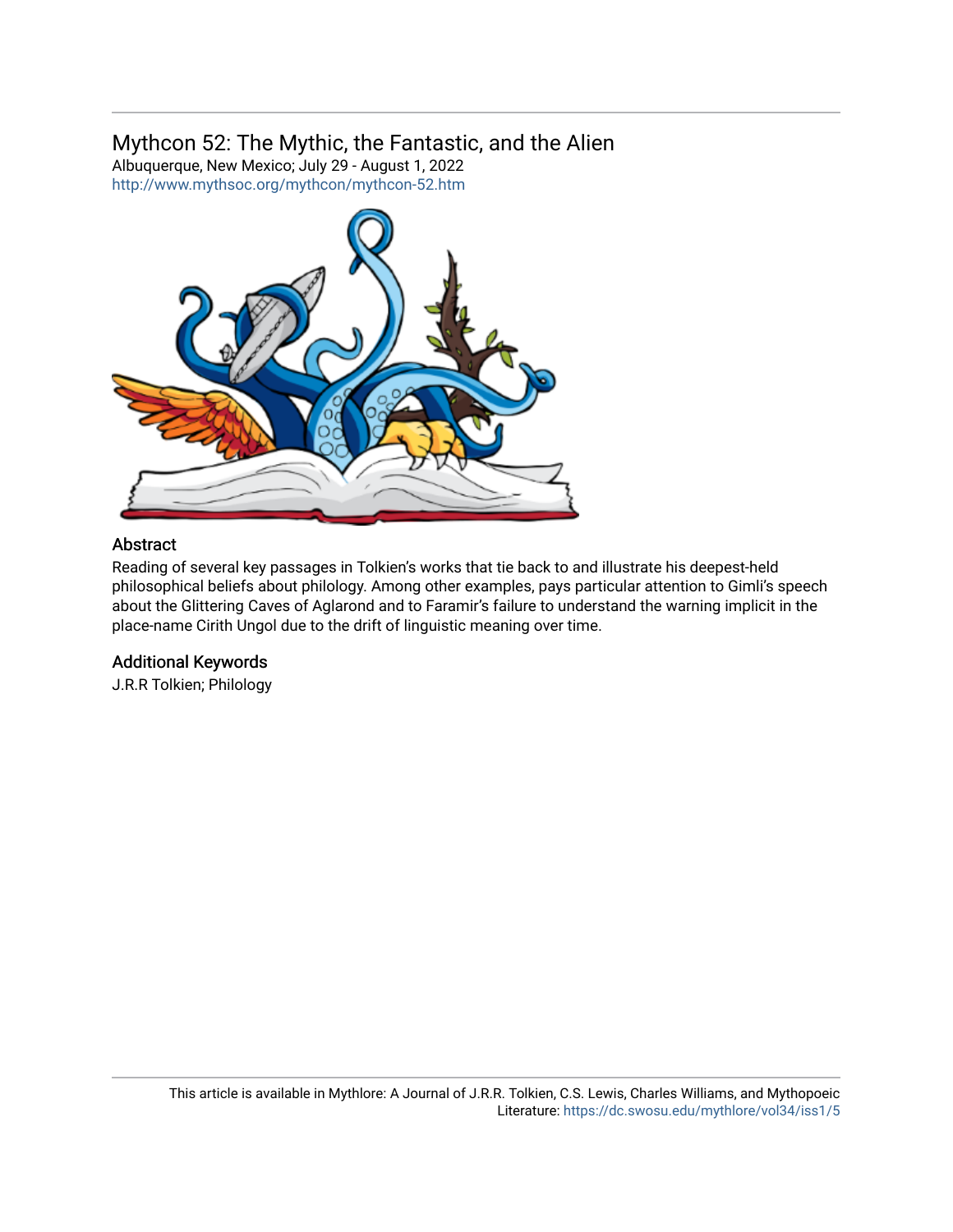Mythcon 52: The Mythic, the Fantastic, and the Alien

Albuquerque, New Mexico; July 29 - August 1, 2022

http://www.mythsoc.org/mythcon/mythcon-52.htm

## Abstract

Reading of several key passages in Tolkien's works that tie back to and illustrate his deepest-held philosophical beliefs about philology. Among other examples, pays particular attention to Gimli's speech about the Glittering Caves of Aglarond and to Faramir's failure to understand the warning implicit in the place-name Cirith Ungol due to the drift of linguistic meaning over time.

## Additional Keywords

J.R.R Tolkien; Philology

This article is available in Mythlore: A Journal of J.R.R. Tolkien, C.S. Lewis, Charles Williams, and Mythopoeic Literature: https://dc.swosu.edu/mythlore/vol34/iss1/5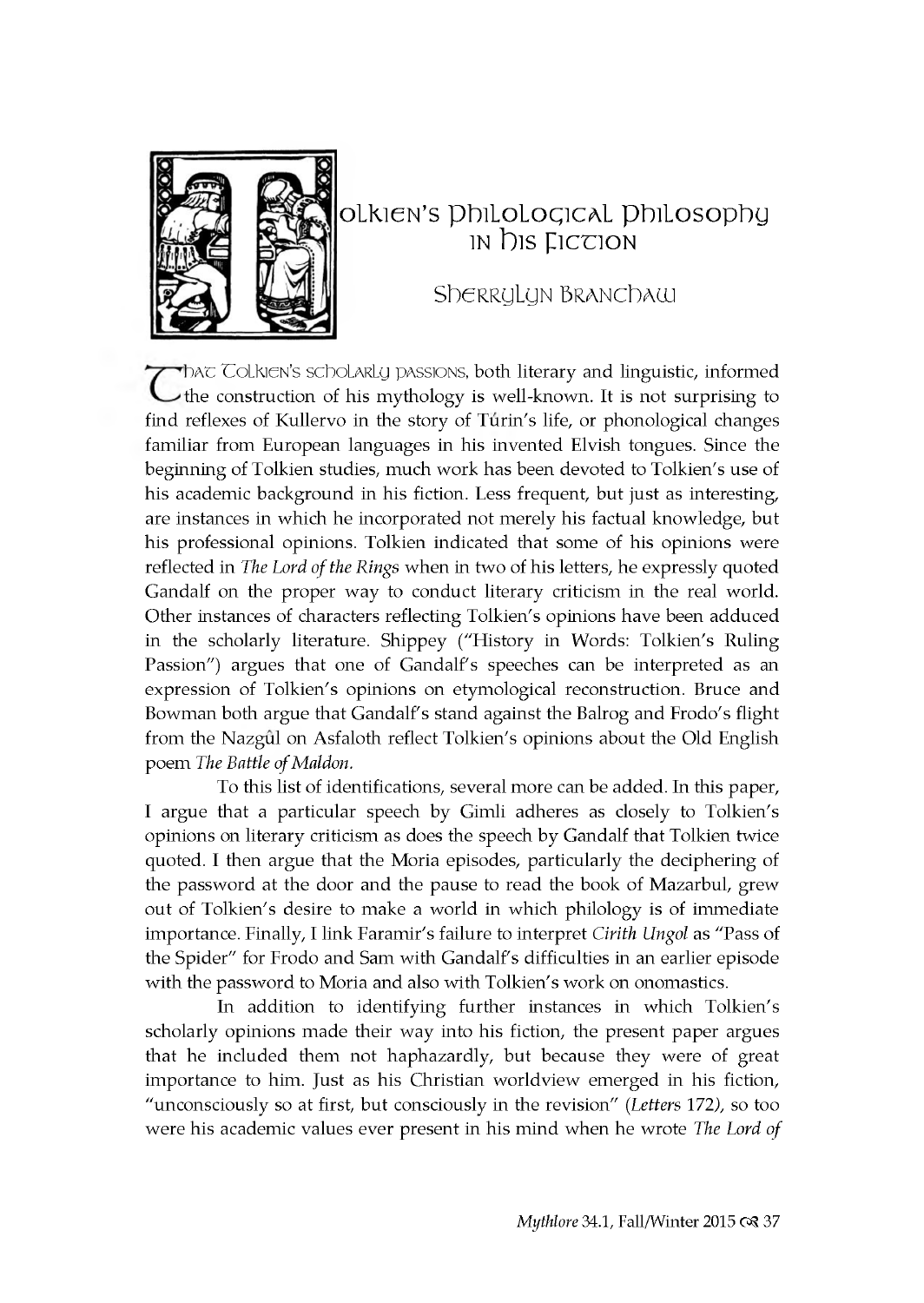# Tolkien's Philological Philosophy in his Fiction

## Sherrylyn Branchaw

That Tolkien's scholarly passions, both literary and linguistic, informed the construction of his mythology is well-known. It is not surprising to find reflexes of Kullervo in the story of Túrin's life, or phonological changes familiar from European languages in his invented Elvish tongues. Since the beginning of Tolkien studies, much work has been devoted to Tolkien's use of his academic background in his fiction. Less frequent, but just as interesting, are instances in which he incorporated not merely his factual knowledge, but his professional opinions. Tolkien indicated that some of his opinions were reflected in *The Lord of the Rings* when in two of his letters, he expressly quoted Gandalf on the proper way to conduct literary criticism in the real world. Other instances of characters reflecting Tolkien's opinions have been adduced in the scholarly literature. Shippey ("History in Words: Tolkien's Ruling Passion") argues that one of Gandalf's speeches can be interpreted as an expression of Tolkien's opinions on etymological reconstruction. Bruce and Bowman both argue that Gandalf's stand against the Balrog and Frodo's flight from the Nazgûl on Asfaloth reflect Tolkien's opinions about the Old English poem *The Battle of Maldon*.

To this list of identifications, several more can be added. In this paper, I argue that a particular speech by Gimli adheres as closely to Tolkien's opinions on literary criticism as does the speech by Gandalf that Tolkien twice quoted. I then argue that the Moria episodes, particularly the deciphering of the password at the door and the pause to read the book of Mazarbul, grew out of Tolkien's desire to make a world in which philology is of immediate importance. Finally, I link Faramir's failure to interpret *Cirith Ungol* as "Pass of the Spider" for Frodo and Sam with Gandalf's difficulties in an earlier episode with the password to Moria and also with Tolkien's work on onomastics.

In addition to identifying further instances in which Tolkien's scholarly opinions made their way into his fiction, the present paper argues that he included them not haphazardly, but because they were of great importance to him. Just as his Christian worldview emerged in his fiction, "unconsciously so at first, but consciously in the revision" (*Letters* 172), so too were his academic values ever present in his mind when he wrote *The Lord of*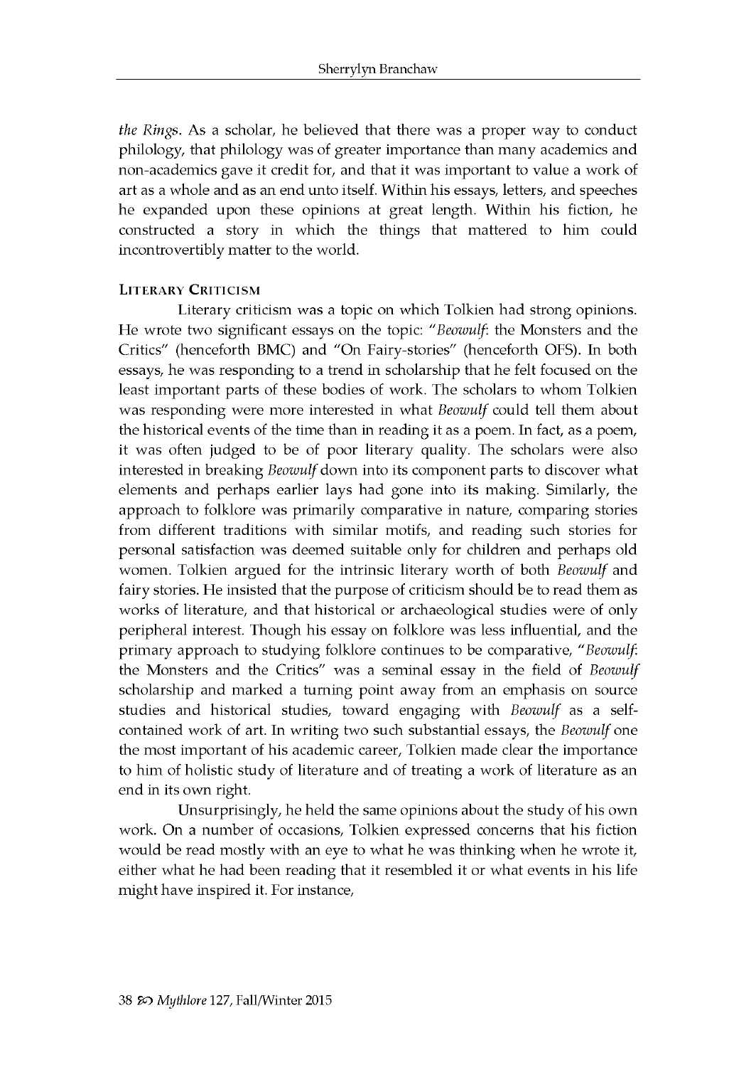*the Rings*. As a scholar, he believed that there was a proper way to conduct philology, that philology was of greater importance than many academics and non-academics gave it credit for, and that it was important to value a work of art as a whole and as an end unto itself. Within his essays, letters, and speeches he expanded upon these opinions at great length. Within his fiction, he constructed a story in which the things that mattered to him could incontrovertibly matter to the world.

### LITERARY CRITICISM

Literary criticism was a topic on which Tolkien had strong opinions. He wrote two significant essays on the topic: "*Beowulf*: the Monsters and the Critics" (henceforth BMC) and "On Fairy-stories" (henceforth OFS). In both essays, he was responding to a trend in scholarship that he felt focused on the least important parts of these bodies of work. The scholars to whom Tolkien was responding were more interested in what *Beowulf* could tell them about the historical events of the time than in reading it as a poem. In fact, as a poem, it was often judged to be of poor literary quality. The scholars were also interested in breaking *Beowulf* down into its component parts to discover what elements and perhaps earlier lays had gone into its making. Similarly, the approach to folklore was primarily comparative in nature, comparing stories from different traditions with similar motifs, and reading such stories for personal satisfaction was deemed suitable only for children and perhaps old women. Tolkien argued for the intrinsic literary worth of both *Beowulf* and fairy stories. He insisted that the purpose of criticism should be to read them as works of literature, and that historical or archaeological studies were of only peripheral interest. Though his essay on folklore was less influential, and the primary approach to studying folklore continues to be comparative, "*Beowulf*: the Monsters and the Critics" was a seminal essay in the field of *Beowulf* scholarship and marked a turning point away from an emphasis on source studies and historical studies, toward engaging with *Beowulf* as a self-contained work of art. In writing two such substantial essays, the *Beowulf* one the most important of his academic career, Tolkien made clear the importance to him of holistic study of literature and of treating a work of literature as an end in its own right.

Unsurprisingly, he held the same opinions about the study of his own work. On a number of occasions, Tolkien expressed concerns that his fiction would be read mostly with an eye to what he was thinking when he wrote it, either what he had been reading that it resembled it or what events in his life might have inspired it. For instance,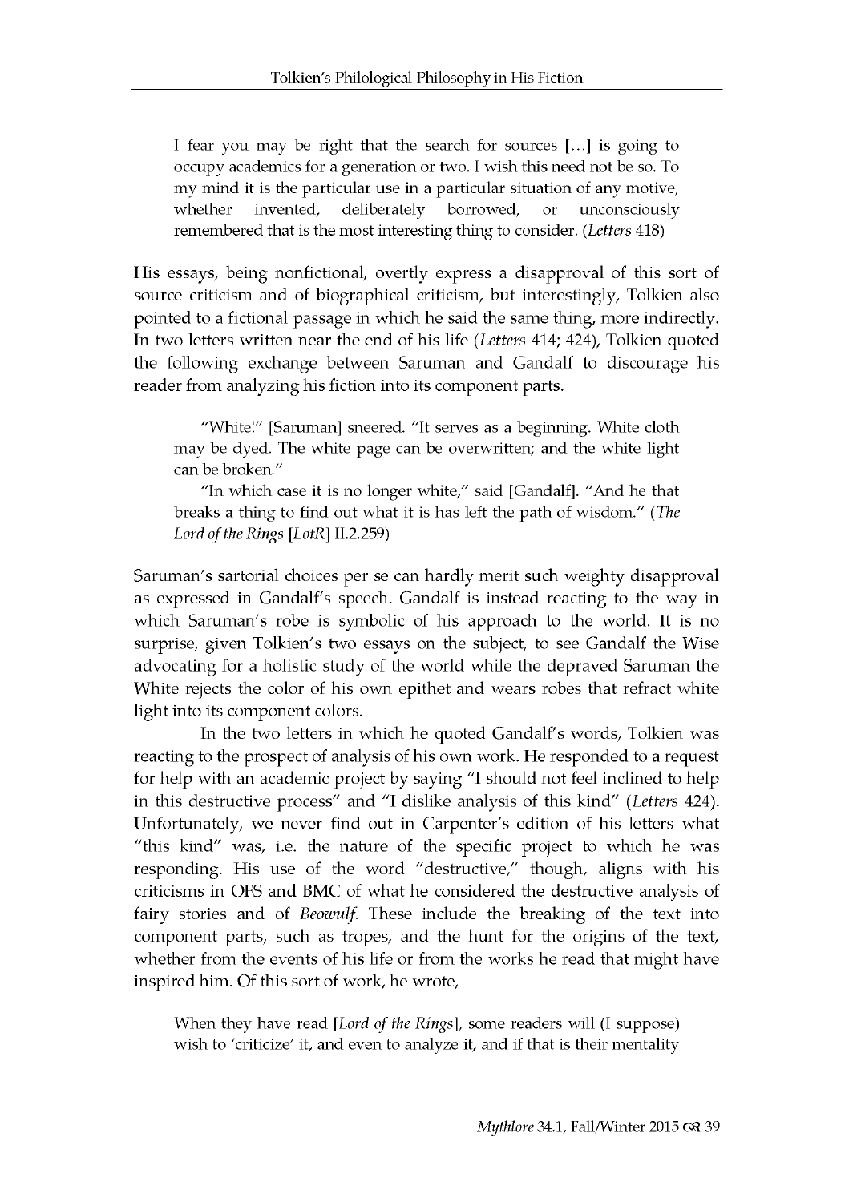> I fear you may be right that the search for sources [...] is going to occupy academics for a generation or two. I wish this need not be so. To my mind it is the particular use in a particular situation of any motive, whether invented, deliberately borrowed, or unconsciously remembered that is the most interesting thing to consider. (*Letters* 418)

His essays, being nonfictional, overtly express a disapproval of this sort of source criticism and of biographical criticism, but interestingly, Tolkien also pointed to a fictional passage in which he said the same thing, more indirectly. In two letters written near the end of his life (*Letters* 414; 424), Tolkien quoted the following exchange between Saruman and Gandalf to discourage his reader from analyzing his fiction into its component parts.

> "White!" [Saruman] sneered. "It serves as a beginning. White cloth may be dyed. The white page can be overwritten; and the white light can be broken."
>
> "In which case it is no longer white," said [Gandalf]. "And he that breaks a thing to find out what it is has left the path of wisdom." (*The Lord of the Rings* [*LotR*] II.2.259)

Saruman's sartorial choices per se can hardly merit such weighty disapproval as expressed in Gandalf's speech. Gandalf is instead reacting to the way in which Saruman's robe is symbolic of his approach to the world. It is no surprise, given Tolkien's two essays on the subject, to see Gandalf the Wise advocating for a holistic study of the world while the depraved Saruman the White rejects the color of his own epithet and wears robes that refract white light into its component colors.

In the two letters in which he quoted Gandalf's words, Tolkien was reacting to the prospect of analysis of his own work. He responded to a request for help with an academic project by saying "I should not feel inclined to help in this destructive process" and "I dislike analysis of this kind" (*Letters* 424). Unfortunately, we never find out in Carpenter's edition of his letters what "this kind" was, i.e. the nature of the specific project to which he was responding. His use of the word "destructive," though, aligns with his criticisms in OFS and BMC of what he considered the destructive analysis of fairy stories and of *Beowulf*. These include the breaking of the text into component parts, such as tropes, and the hunt for the origins of the text, whether from the events of his life or from the works he read that might have inspired him. Of this sort of work, he wrote,

> When they have read [*Lord of the Rings*], some readers will (I suppose) wish to 'criticize' it, and even to analyze it, and if that is their mentality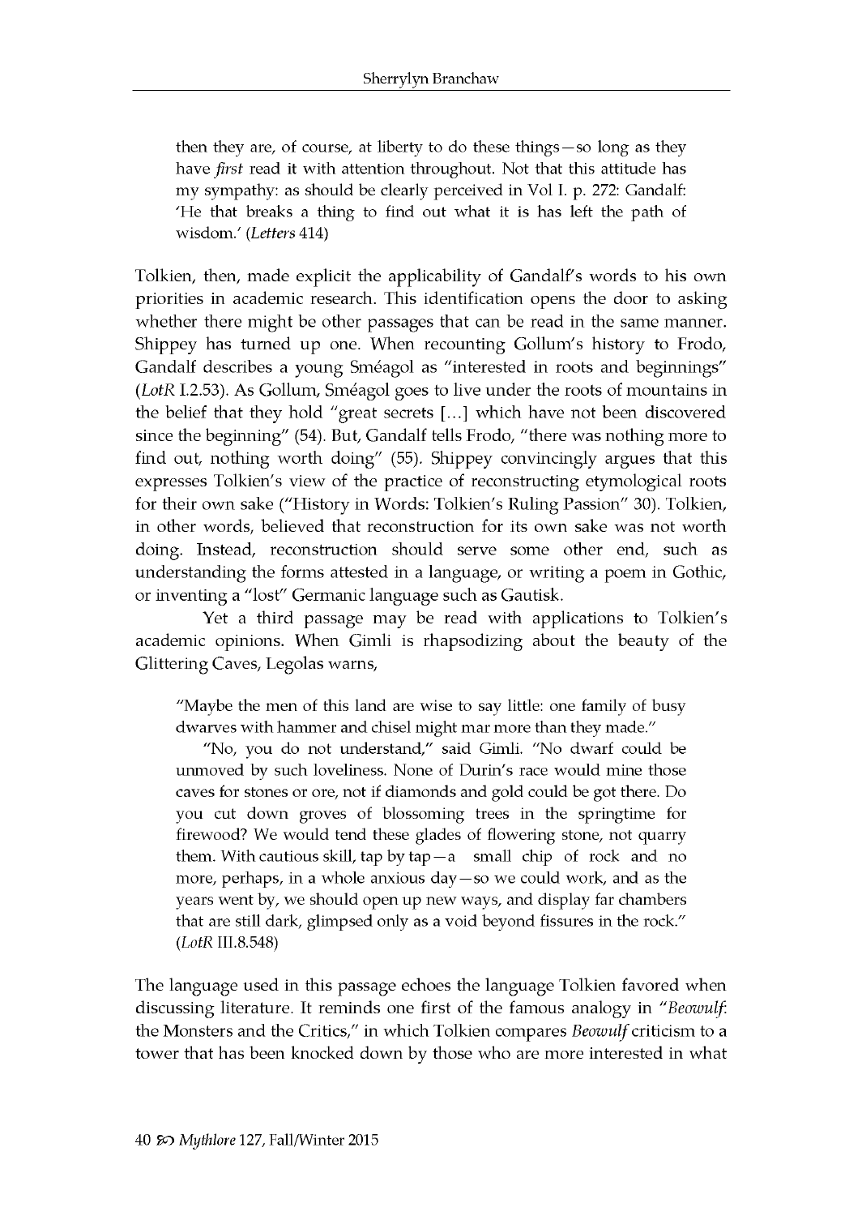> then they are, of course, at liberty to do these things—so long as they have *first* read it with attention throughout. Not that this attitude has my sympathy: as should be clearly perceived in Vol I. p. 272: Gandalf: 'He that breaks a thing to find out what it is has left the path of wisdom.' (*Letters* 414)

Tolkien, then, made explicit the applicability of Gandalf's words to his own priorities in academic research. This identification opens the door to asking whether there might be other passages that can be read in the same manner. Shippey has turned up one. When recounting Gollum's history to Frodo, Gandalf describes a young Sméagol as "interested in roots and beginnings" (*LotR* I.2.53). As Gollum, Sméagol goes to live under the roots of mountains in the belief that they hold "great secrets [...] which have not been discovered since the beginning" (54). But, Gandalf tells Frodo, "there was nothing more to find out, nothing worth doing" (55). Shippey convincingly argues that this expresses Tolkien's view of the practice of reconstructing etymological roots for their own sake ("History in Words: Tolkien's Ruling Passion" 30). Tolkien, in other words, believed that reconstruction for its own sake was not worth doing. Instead, reconstruction should serve some other end, such as understanding the forms attested in a language, or writing a poem in Gothic, or inventing a "lost" Germanic language such as Gautisk.

Yet a third passage may be read with applications to Tolkien's academic opinions. When Gimli is rhapsodizing about the beauty of the Glittering Caves, Legolas warns,

> "Maybe the men of this land are wise to say little: one family of busy dwarves with hammer and chisel might mar more than they made."
>
> "No, you do not understand," said Gimli. "No dwarf could be unmoved by such loveliness. None of Durin's race would mine those caves for stones or ore, not if diamonds and gold could be got there. Do you cut down groves of blossoming trees in the springtime for firewood? We would tend these glades of flowering stone, not quarry them. With cautious skill, tap by tap—a small chip of rock and no more, perhaps, in a whole anxious day—so we could work, and as the years went by, we should open up new ways, and display far chambers that are still dark, glimpsed only as a void beyond fissures in the rock." (*LotR* III.8.548)

The language used in this passage echoes the language Tolkien favored when discussing literature. It reminds one first of the famous analogy in "*Beowulf*: the Monsters and the Critics," in which Tolkien compares *Beowulf* criticism to a tower that has been knocked down by those who are more interested in what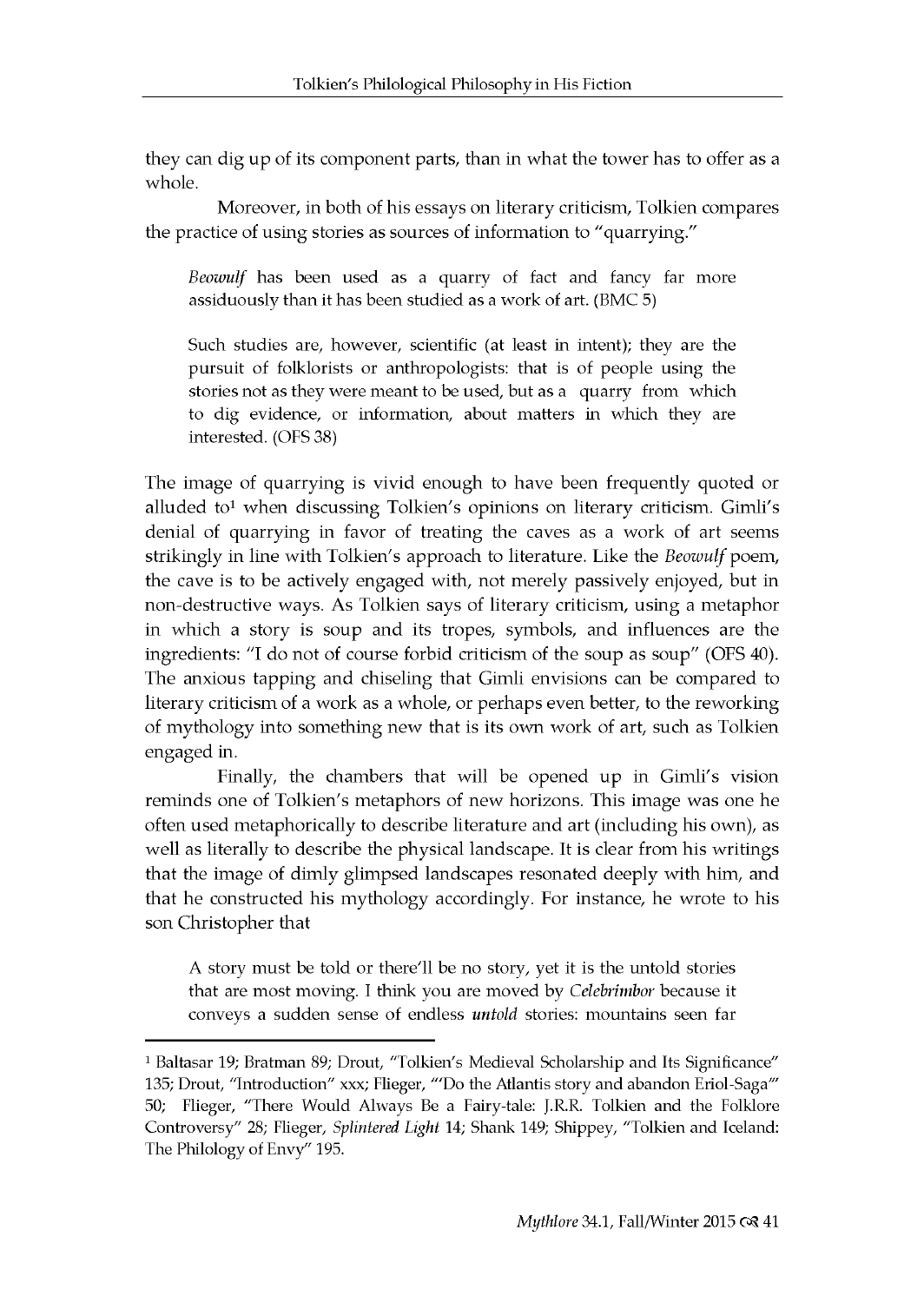they can dig up of its component parts, than in what the tower has to offer as a whole.

Moreover, in both of his essays on literary criticism, Tolkien compares the practice of using stories as sources of information to "quarrying."

> *Beowulf* has been used as a quarry of fact and fancy far more assiduously than it has been studied as a work of art. (BMC 5)

> Such studies are, however, scientific (at least in intent); they are the pursuit of folklorists or anthropologists: that is of people using the stories not as they were meant to be used, but as a quarry from which to dig evidence, or information, about matters in which they are interested. (OFS 38)

The image of quarrying is vivid enough to have been frequently quoted or alluded to[1] when discussing Tolkien's opinions on literary criticism. Gimli's denial of quarrying in favor of treating the caves as a work of art seems strikingly in line with Tolkien's approach to literature. Like the *Beowulf* poem, the cave is to be actively engaged with, not merely passively enjoyed, but in non-destructive ways. As Tolkien says of literary criticism, using a metaphor in which a story is soup and its tropes, symbols, and influences are the ingredients: "I do not of course forbid criticism of the soup as soup" (OFS 40). The anxious tapping and chiseling that Gimli envisions can be compared to literary criticism of a work as a whole, or perhaps even better, to the reworking of mythology into something new that is its own work of art, such as Tolkien engaged in.

Finally, the chambers that will be opened up in Gimli's vision reminds one of Tolkien's metaphors of new horizons. This image was one he often used metaphorically to describe literature and art (including his own), as well as literally to describe the physical landscape. It is clear from his writings that the image of dimly glimpsed landscapes resonated deeply with him, and that he constructed his mythology accordingly. For instance, he wrote to his son Christopher that

> A story must be told or there'll be no story, yet it is the untold stories that are most moving. I think you are moved by *Celebrimbor* because it conveys a sudden sense of endless ***untold*** stories: mountains seen far

---

[1] Baltasar 19; Bratman 89; Drout, "Tolkien's Medieval Scholarship and Its Significance" 135; Drout, "Introduction" xxx; Flieger, "'Do the Atlantis story and abandon Eriol-Saga'" 50; Flieger, "There Would Always Be a Fairy-tale: J.R.R. Tolkien and the Folklore Controversy" 28; Flieger, *Splintered Light* 14; Shank 149; Shippey, "Tolkien and Iceland: The Philology of Envy" 195.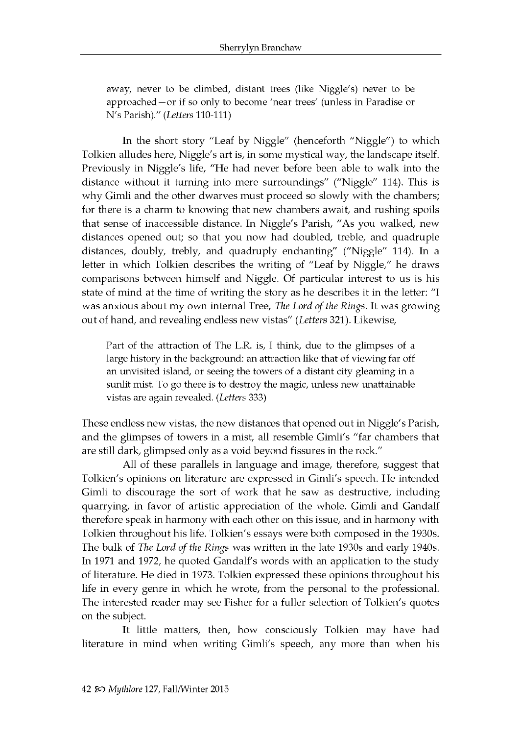> away, never to be climbed, distant trees (like Niggle's) never to be approached—or if so only to become 'near trees' (unless in Paradise or N's Parish)." (*Letters* 110-111)

In the short story "Leaf by Niggle" (henceforth "Niggle") to which Tolkien alludes here, Niggle's art is, in some mystical way, the landscape itself. Previously in Niggle's life, "He had never before been able to walk into the distance without it turning into mere surroundings" ("Niggle" 114). This is why Gimli and the other dwarves must proceed so slowly with the chambers; for there is a charm to knowing that new chambers await, and rushing spoils that sense of inaccessible distance. In Niggle's Parish, "As you walked, new distances opened out; so that you now had doubled, treble, and quadruple distances, doubly, trebly, and quadruply enchanting" ("Niggle" 114). In a letter in which Tolkien describes the writing of "Leaf by Niggle," he draws comparisons between himself and Niggle. Of particular interest to us is his state of mind at the time of writing the story as he describes it in the letter: "I was anxious about my own internal Tree, *The Lord of the Rings*. It was growing out of hand, and revealing endless new vistas" (*Letters* 321). Likewise,

> Part of the attraction of The L.R. is, I think, due to the glimpses of a large history in the background: an attraction like that of viewing far off an unvisited island, or seeing the towers of a distant city gleaming in a sunlit mist. To go there is to destroy the magic, unless new unattainable vistas are again revealed. (*Letters* 333)

These endless new vistas, the new distances that opened out in Niggle's Parish, and the glimpses of towers in a mist, all resemble Gimli's "far chambers that are still dark, glimpsed only as a void beyond fissures in the rock."

All of these parallels in language and image, therefore, suggest that Tolkien's opinions on literature are expressed in Gimli's speech. He intended Gimli to discourage the sort of work that he saw as destructive, including quarrying, in favor of artistic appreciation of the whole. Gimli and Gandalf therefore speak in harmony with each other on this issue, and in harmony with Tolkien throughout his life. Tolkien's essays were both composed in the 1930s. The bulk of *The Lord of the Rings* was written in the late 1930s and early 1940s. In 1971 and 1972, he quoted Gandalf's words with an application to the study of literature. He died in 1973. Tolkien expressed these opinions throughout his life in every genre in which he wrote, from the personal to the professional. The interested reader may see Fisher for a fuller selection of Tolkien's quotes on the subject.

It little matters, then, how consciously Tolkien may have had literature in mind when writing Gimli's speech, any more than when his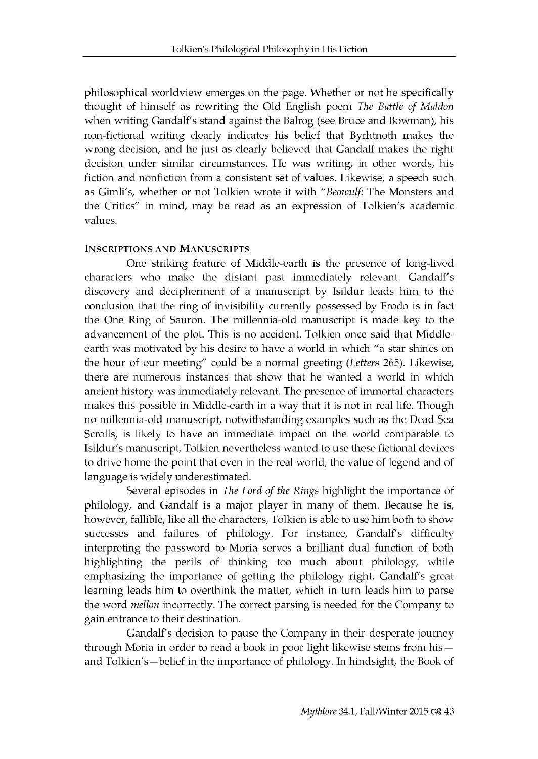philosophical worldview emerges on the page. Whether or not he specifically thought of himself as rewriting the Old English poem *The Battle of Maldon* when writing Gandalf's stand against the Balrog (see Bruce and Bowman), his non-fictional writing clearly indicates his belief that Byrhtnoth makes the wrong decision, and he just as clearly believed that Gandalf makes the right decision under similar circumstances. He was writing, in other words, his fiction and nonfiction from a consistent set of values. Likewise, a speech such as Gimli's, whether or not Tolkien wrote it with "*Beowulf:* The Monsters and the Critics" in mind, may be read as an expression of Tolkien's academic values.

## Inscriptions and Manuscripts

One striking feature of Middle-earth is the presence of long-lived characters who make the distant past immediately relevant. Gandalf's discovery and decipherment of a manuscript by Isildur leads him to the conclusion that the ring of invisibility currently possessed by Frodo is in fact the One Ring of Sauron. The millennia-old manuscript is made key to the advancement of the plot. This is no accident. Tolkien once said that Middle-earth was motivated by his desire to have a world in which "a star shines on the hour of our meeting" could be a normal greeting (*Letters* 265). Likewise, there are numerous instances that show that he wanted a world in which ancient history was immediately relevant. The presence of immortal characters makes this possible in Middle-earth in a way that it is not in real life. Though no millennia-old manuscript, notwithstanding examples such as the Dead Sea Scrolls, is likely to have an immediate impact on the world comparable to Isildur's manuscript, Tolkien nevertheless wanted to use these fictional devices to drive home the point that even in the real world, the value of legend and of language is widely underestimated.

Several episodes in *The Lord of the Rings* highlight the importance of philology, and Gandalf is a major player in many of them. Because he is, however, fallible, like all the characters, Tolkien is able to use him both to show successes and failures of philology. For instance, Gandalf's difficulty interpreting the password to Moria serves a brilliant dual function of both highlighting the perils of thinking too much about philology, while emphasizing the importance of getting the philology right. Gandalf's great learning leads him to overthink the matter, which in turn leads him to parse the word *mellon* incorrectly. The correct parsing is needed for the Company to gain entrance to their destination.

Gandalf's decision to pause the Company in their desperate journey through Moria in order to read a book in poor light likewise stems from his—and Tolkien's—belief in the importance of philology. In hindsight, the Book of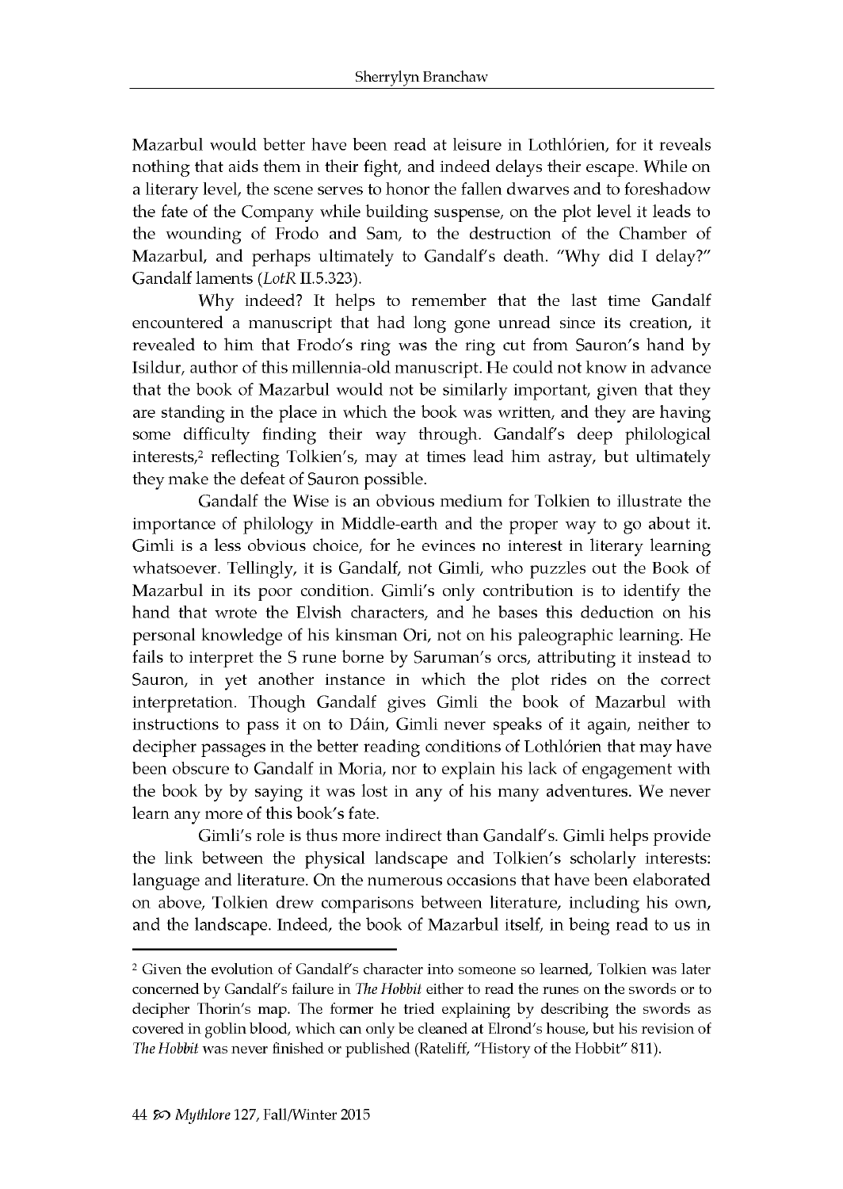Mazarbul would better have been read at leisure in Lothlórien, for it reveals nothing that aids them in their fight, and indeed delays their escape. While on a literary level, the scene serves to honor the fallen dwarves and to foreshadow the fate of the Company while building suspense, on the plot level it leads to the wounding of Frodo and Sam, to the destruction of the Chamber of Mazarbul, and perhaps ultimately to Gandalf's death. "Why did I delay?" Gandalf laments (*LotR* II.5.323).

Why indeed? It helps to remember that the last time Gandalf encountered a manuscript that had long gone unread since its creation, it revealed to him that Frodo's ring was the ring cut from Sauron's hand by Isildur, author of this millennia-old manuscript. He could not know in advance that the book of Mazarbul would not be similarly important, given that they are standing in the place in which the book was written, and they are having some difficulty finding their way through. Gandalf's deep philological interests,[2] reflecting Tolkien's, may at times lead him astray, but ultimately they make the defeat of Sauron possible.

Gandalf the Wise is an obvious medium for Tolkien to illustrate the importance of philology in Middle-earth and the proper way to go about it. Gimli is a less obvious choice, for he evinces no interest in literary learning whatsoever. Tellingly, it is Gandalf, not Gimli, who puzzles out the Book of Mazarbul in its poor condition. Gimli's only contribution is to identify the hand that wrote the Elvish characters, and he bases this deduction on his personal knowledge of his kinsman Ori, not on his paleographic learning. He fails to interpret the S rune borne by Saruman's orcs, attributing it instead to Sauron, in yet another instance in which the plot rides on the correct interpretation. Though Gandalf gives Gimli the book of Mazarbul with instructions to pass it on to Dáin, Gimli never speaks of it again, neither to decipher passages in the better reading conditions of Lothlórien that may have been obscure to Gandalf in Moria, nor to explain his lack of engagement with the book by by saying it was lost in any of his many adventures. We never learn any more of this book's fate.

Gimli's role is thus more indirect than Gandalf's. Gimli helps provide the link between the physical landscape and Tolkien's scholarly interests: language and literature. On the numerous occasions that have been elaborated on above, Tolkien drew comparisons between literature, including his own, and the landscape. Indeed, the book of Mazarbul itself, in being read to us in

---

[2] Given the evolution of Gandalf's character into someone so learned, Tolkien was later concerned by Gandalf's failure in *The Hobbit* either to read the runes on the swords or to decipher Thorin's map. The former he tried explaining by describing the swords as covered in goblin blood, which can only be cleaned at Elrond's house, but his revision of *The Hobbit* was never finished or published (Rateliff, "History of the Hobbit" 811).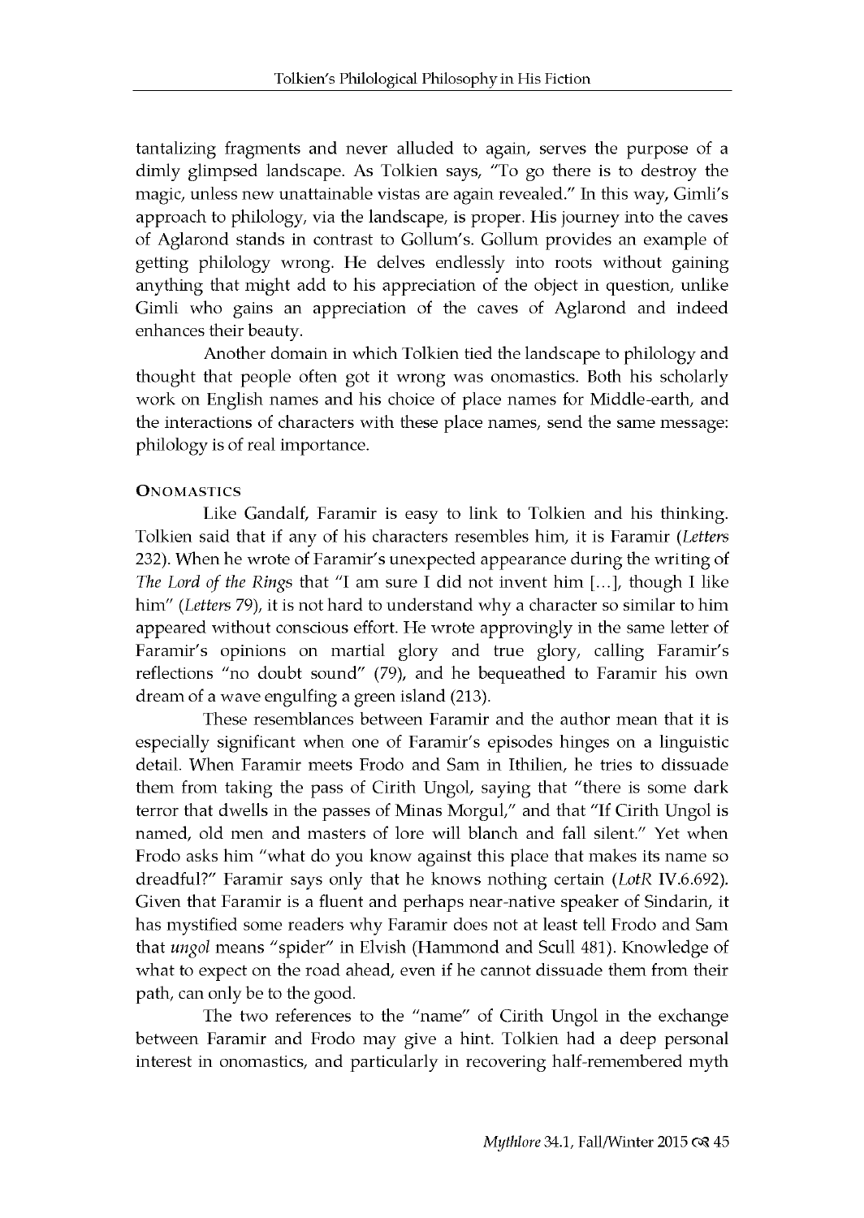tantalizing fragments and never alluded to again, serves the purpose of a dimly glimpsed landscape. As Tolkien says, "To go there is to destroy the magic, unless new unattainable vistas are again revealed." In this way, Gimli's approach to philology, via the landscape, is proper. His journey into the caves of Aglarond stands in contrast to Gollum's. Gollum provides an example of getting philology wrong. He delves endlessly into roots without gaining anything that might add to his appreciation of the object in question, unlike Gimli who gains an appreciation of the caves of Aglarond and indeed enhances their beauty.

Another domain in which Tolkien tied the landscape to philology and thought that people often got it wrong was onomastics. Both his scholarly work on English names and his choice of place names for Middle-earth, and the interactions of characters with these place names, send the same message: philology is of real importance.

## Onomastics

Like Gandalf, Faramir is easy to link to Tolkien and his thinking. Tolkien said that if any of his characters resembles him, it is Faramir (*Letters* 232). When he wrote of Faramir's unexpected appearance during the writing of *The Lord of the Rings* that "I am sure I did not invent him [...], though I like him" (*Letters* 79), it is not hard to understand why a character so similar to him appeared without conscious effort. He wrote approvingly in the same letter of Faramir's opinions on martial glory and true glory, calling Faramir's reflections "no doubt sound" (79), and he bequeathed to Faramir his own dream of a wave engulfing a green island (213).

These resemblances between Faramir and the author mean that it is especially significant when one of Faramir's episodes hinges on a linguistic detail. When Faramir meets Frodo and Sam in Ithilien, he tries to dissuade them from taking the pass of Cirith Ungol, saying that "there is some dark terror that dwells in the passes of Minas Morgul," and that "If Cirith Ungol is named, old men and masters of lore will blanch and fall silent." Yet when Frodo asks him "what do you know against this place that makes its name so dreadful?" Faramir says only that he knows nothing certain (*LotR* IV.6.692). Given that Faramir is a fluent and perhaps near-native speaker of Sindarin, it has mystified some readers why Faramir does not at least tell Frodo and Sam that *ungol* means "spider" in Elvish (Hammond and Scull 481). Knowledge of what to expect on the road ahead, even if he cannot dissuade them from their path, can only be to the good.

The two references to the "name" of Cirith Ungol in the exchange between Faramir and Frodo may give a hint. Tolkien had a deep personal interest in onomastics, and particularly in recovering half-remembered myth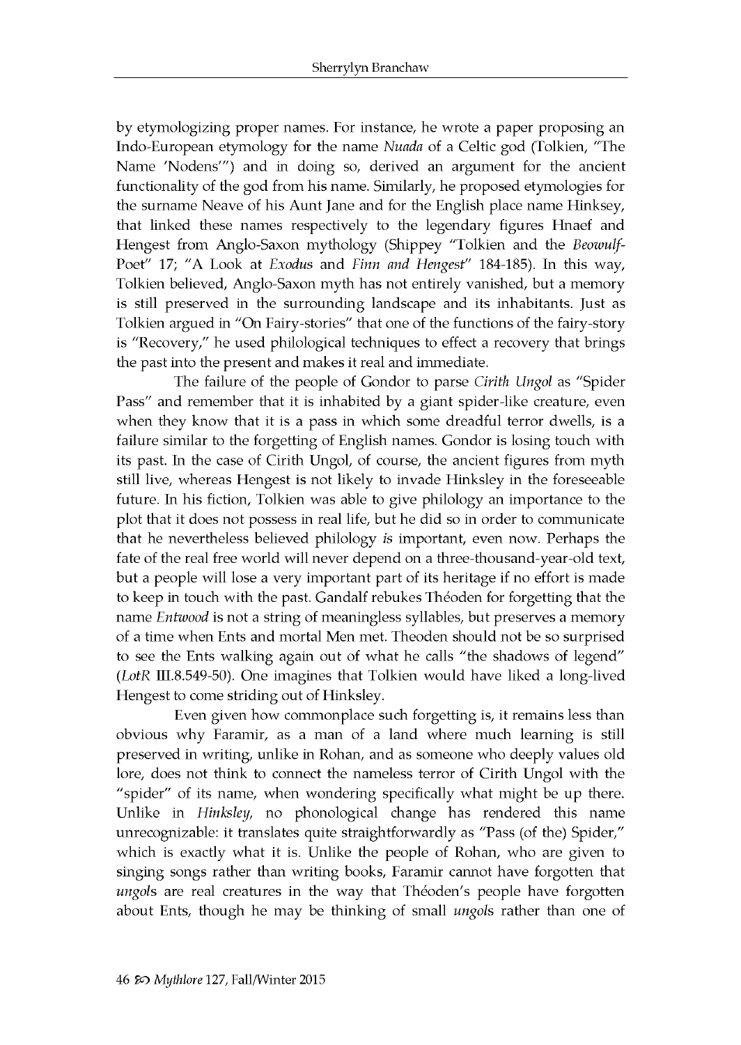by etymologizing proper names. For instance, he wrote a paper proposing an Indo-European etymology for the name *Nuada* of a Celtic god (Tolkien, "The Name 'Nodens'") and in doing so, derived an argument for the ancient functionality of the god from his name. Similarly, he proposed etymologies for the surname Neave of his Aunt Jane and for the English place name Hinksey, that linked these names respectively to the legendary figures Hnaef and Hengest from Anglo-Saxon mythology (Shippey "Tolkien and the *Beowulf*-Poet" 17; "A Look at *Exodus* and *Finn and Hengest*" 184-185). In this way, Tolkien believed, Anglo-Saxon myth has not entirely vanished, but a memory is still preserved in the surrounding landscape and its inhabitants. Just as Tolkien argued in "On Fairy-stories" that one of the functions of the fairy-story is "Recovery," he used philological techniques to effect a recovery that brings the past into the present and makes it real and immediate.

The failure of the people of Gondor to parse *Cirith Ungol* as "Spider Pass" and remember that it is inhabited by a giant spider-like creature, even when they know that it is a pass in which some dreadful terror dwells, is a failure similar to the forgetting of English names. Gondor is losing touch with its past. In the case of Cirith Ungol, of course, the ancient figures from myth still live, whereas Hengest is not likely to invade Hinksley in the foreseeable future. In his fiction, Tolkien was able to give philology an importance to the plot that it does not possess in real life, but he did so in order to communicate that he nevertheless believed philology *is* important, even now. Perhaps the fate of the real free world will never depend on a three-thousand-year-old text, but a people will lose a very important part of its heritage if no effort is made to keep in touch with the past. Gandalf rebukes Théoden for forgetting that the name *Entwood* is not a string of meaningless syllables, but preserves a memory of a time when Ents and mortal Men met. Theoden should not be so surprised to see the Ents walking again out of what he calls "the shadows of legend" (*LotR* III.8.549-50). One imagines that Tolkien would have liked a long-lived Hengest to come striding out of Hinksley.

Even given how commonplace such forgetting is, it remains less than obvious why Faramir, as a man of a land where much learning is still preserved in writing, unlike in Rohan, and as someone who deeply values old lore, does not think to connect the nameless terror of Cirith Ungol with the "spider" of its name, when wondering specifically what might be up there. Unlike in *Hinksley*, no phonological change has rendered this name unrecognizable: it translates quite straightforwardly as "Pass (of the) Spider," which is exactly what it is. Unlike the people of Rohan, who are given to singing songs rather than writing books, Faramir cannot have forgotten that *ungol*s are real creatures in the way that Théoden's people have forgotten about Ents, though he may be thinking of small *ungol*s rather than one of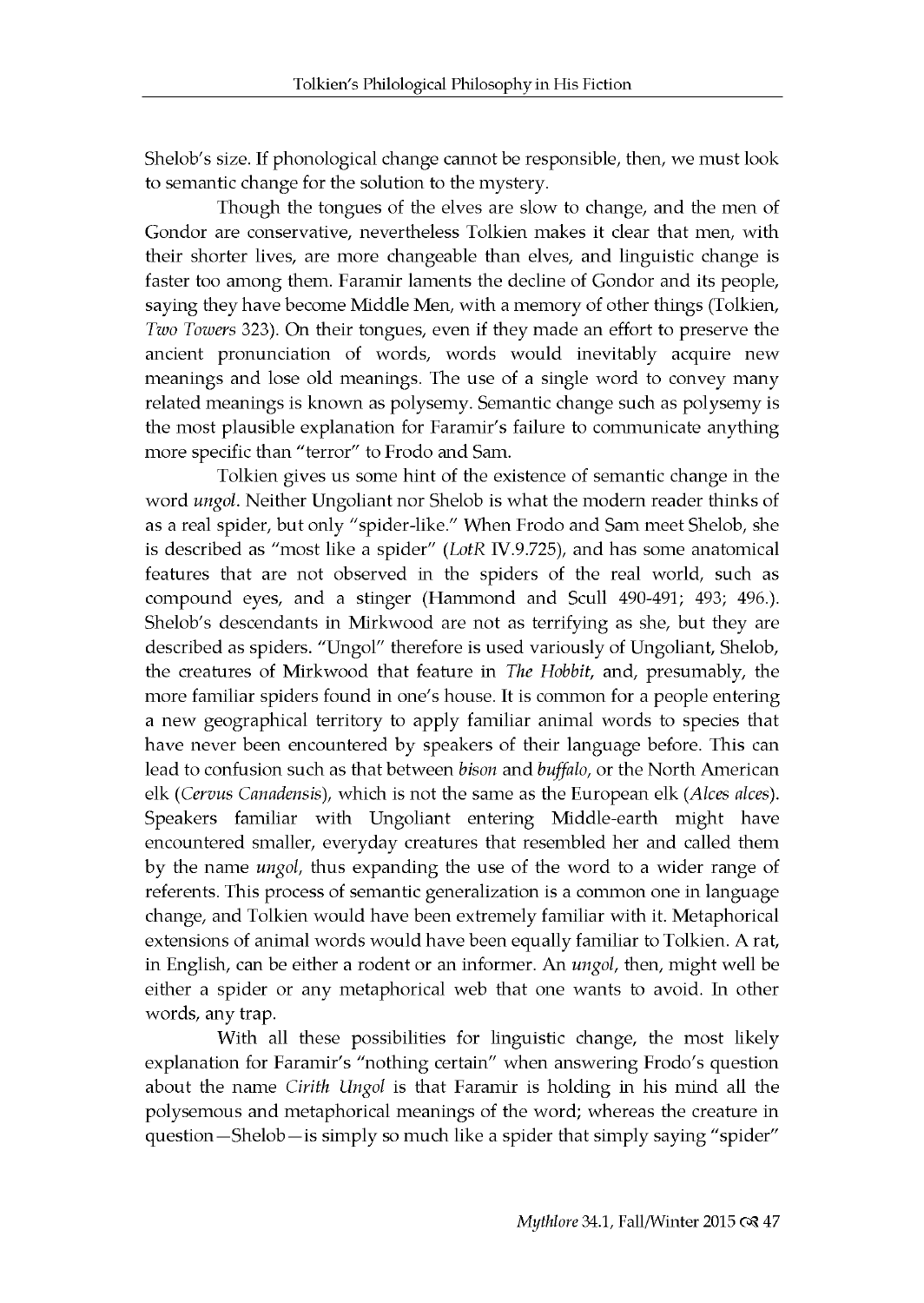Shelob's size. If phonological change cannot be responsible, then, we must look to semantic change for the solution to the mystery.

Though the tongues of the elves are slow to change, and the men of Gondor are conservative, nevertheless Tolkien makes it clear that men, with their shorter lives, are more changeable than elves, and linguistic change is faster too among them. Faramir laments the decline of Gondor and its people, saying they have become Middle Men, with a memory of other things (Tolkien, *Two Towers* 323). On their tongues, even if they made an effort to preserve the ancient pronunciation of words, words would inevitably acquire new meanings and lose old meanings. The use of a single word to convey many related meanings is known as polysemy. Semantic change such as polysemy is the most plausible explanation for Faramir's failure to communicate anything more specific than "terror" to Frodo and Sam.

Tolkien gives us some hint of the existence of semantic change in the word *ungol*. Neither Ungoliant nor Shelob is what the modern reader thinks of as a real spider, but only "spider-like." When Frodo and Sam meet Shelob, she is described as "most like a spider" (*LotR* IV.9.725), and has some anatomical features that are not observed in the spiders of the real world, such as compound eyes, and a stinger (Hammond and Scull 490-491; 493; 496.). Shelob's descendants in Mirkwood are not as terrifying as she, but they are described as spiders. "Ungol" therefore is used variously of Ungoliant, Shelob, the creatures of Mirkwood that feature in *The Hobbit*, and, presumably, the more familiar spiders found in one's house. It is common for a people entering a new geographical territory to apply familiar animal words to species that have never been encountered by speakers of their language before. This can lead to confusion such as that between *bison* and *buffalo*, or the North American elk (*Cervus Canadensis*), which is not the same as the European elk (*Alces alces*). Speakers familiar with Ungoliant entering Middle-earth might have encountered smaller, everyday creatures that resembled her and called them by the name *ungol*, thus expanding the use of the word to a wider range of referents. This process of semantic generalization is a common one in language change, and Tolkien would have been extremely familiar with it. Metaphorical extensions of animal words would have been equally familiar to Tolkien. A rat, in English, can be either a rodent or an informer. An *ungol*, then, might well be either a spider or any metaphorical web that one wants to avoid. In other words, any trap.

With all these possibilities for linguistic change, the most likely explanation for Faramir's "nothing certain" when answering Frodo's question about the name *Cirith Ungol* is that Faramir is holding in his mind all the polysemous and metaphorical meanings of the word; whereas the creature in question—Shelob—is simply so much like a spider that simply saying "spider"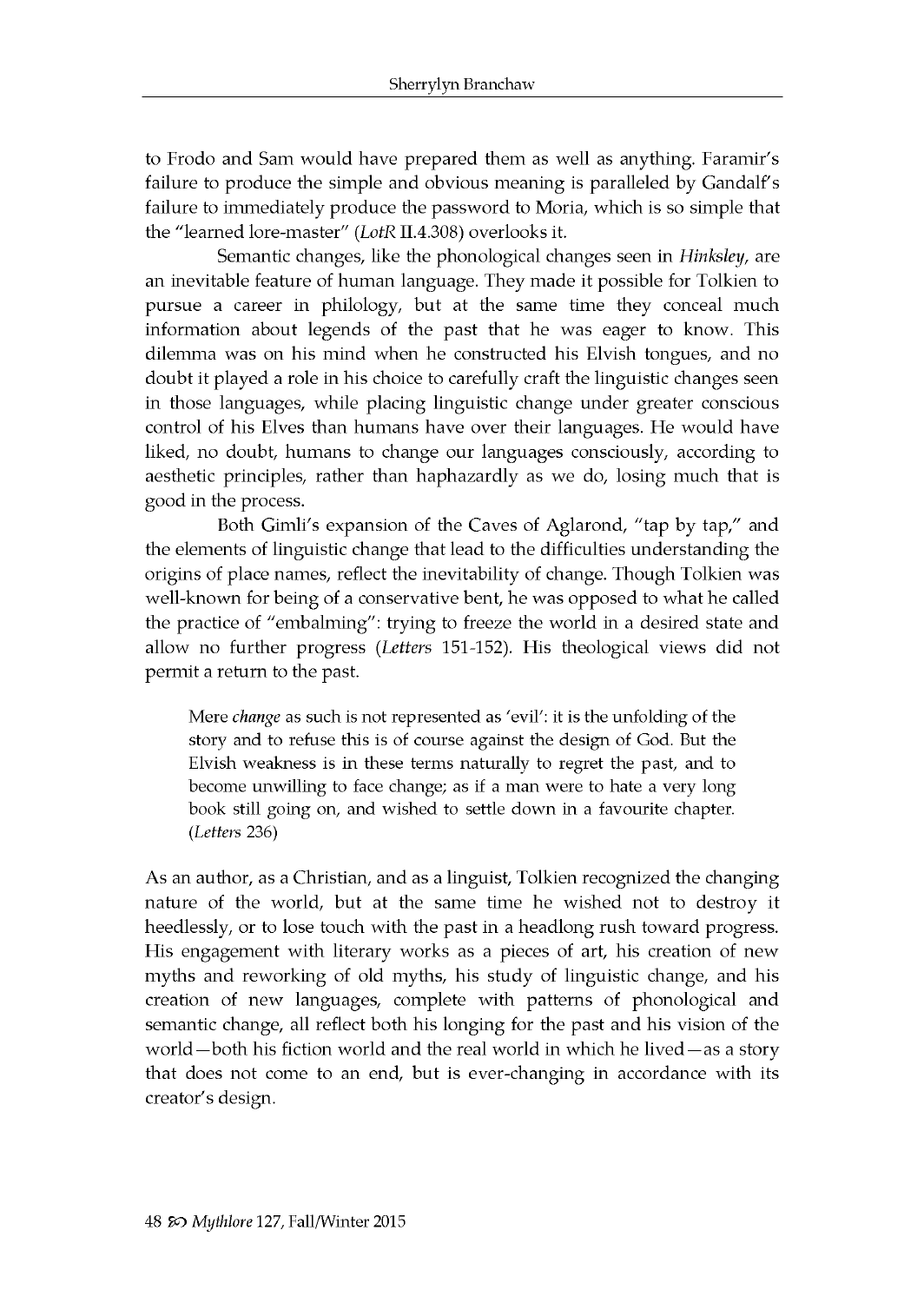to Frodo and Sam would have prepared them as well as anything. Faramir's failure to produce the simple and obvious meaning is paralleled by Gandalf's failure to immediately produce the password to Moria, which is so simple that the "learned lore-master" (*LotR* II.4.308) overlooks it.

Semantic changes, like the phonological changes seen in *Hinksley*, are an inevitable feature of human language. They made it possible for Tolkien to pursue a career in philology, but at the same time they conceal much information about legends of the past that he was eager to know. This dilemma was on his mind when he constructed his Elvish tongues, and no doubt it played a role in his choice to carefully craft the linguistic changes seen in those languages, while placing linguistic change under greater conscious control of his Elves than humans have over their languages. He would have liked, no doubt, humans to change our languages consciously, according to aesthetic principles, rather than haphazardly as we do, losing much that is good in the process.

Both Gimli's expansion of the Caves of Aglarond, "tap by tap," and the elements of linguistic change that lead to the difficulties understanding the origins of place names, reflect the inevitability of change. Though Tolkien was well-known for being of a conservative bent, he was opposed to what he called the practice of "embalming": trying to freeze the world in a desired state and allow no further progress (*Letters* 151-152). His theological views did not permit a return to the past.

> Mere *change* as such is not represented as 'evil': it is the unfolding of the story and to refuse this is of course against the design of God. But the Elvish weakness is in these terms naturally to regret the past, and to become unwilling to face change; as if a man were to hate a very long book still going on, and wished to settle down in a favourite chapter. (*Letters* 236)

As an author, as a Christian, and as a linguist, Tolkien recognized the changing nature of the world, but at the same time he wished not to destroy it heedlessly, or to lose touch with the past in a headlong rush toward progress. His engagement with literary works as a pieces of art, his creation of new myths and reworking of old myths, his study of linguistic change, and his creation of new languages, complete with patterns of phonological and semantic change, all reflect both his longing for the past and his vision of the world—both his fiction world and the real world in which he lived—as a story that does not come to an end, but is ever-changing in accordance with its creator's design.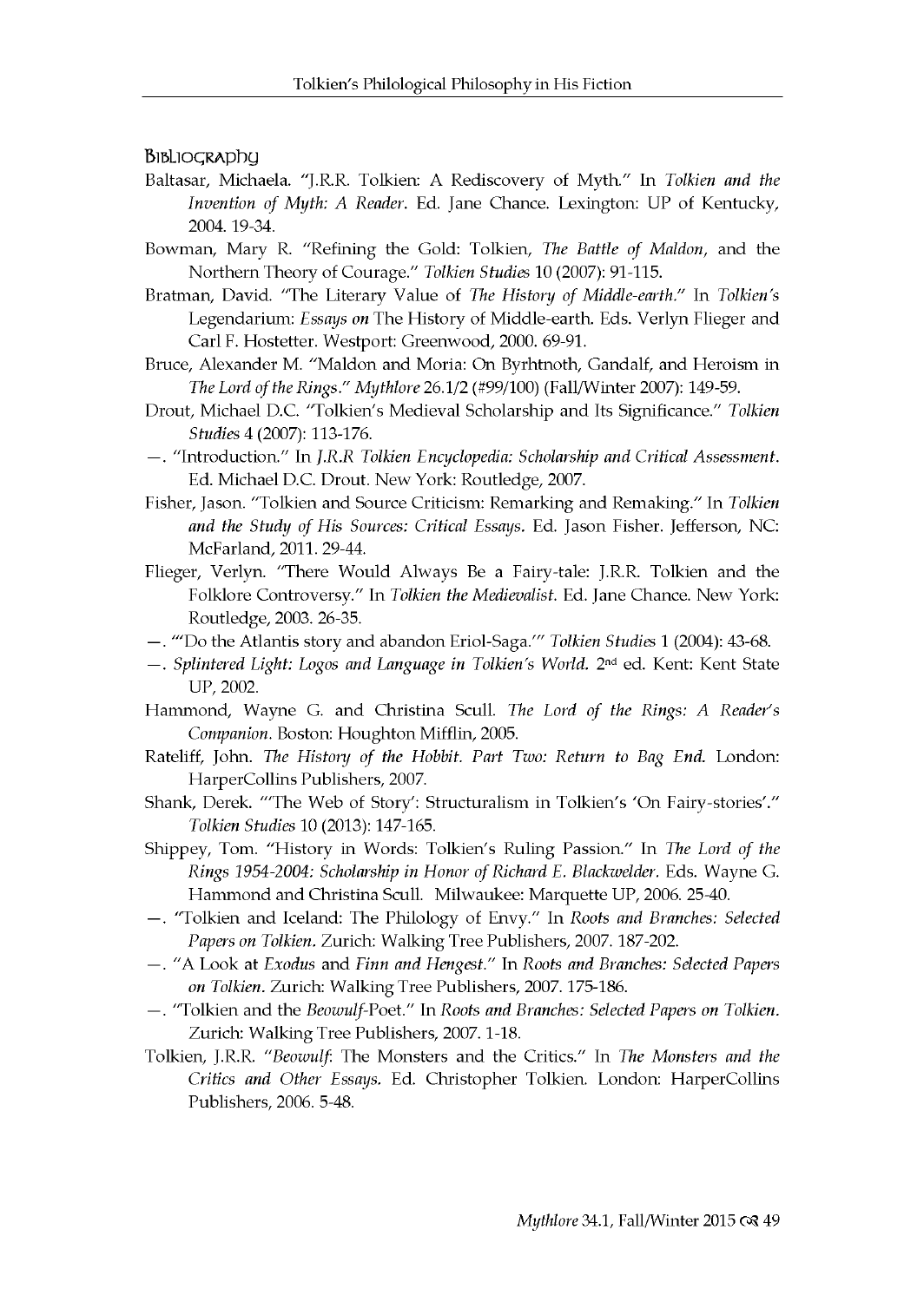## Bibliography

Baltasar, Michaela. "J.R.R. Tolkien: A Rediscovery of Myth." In *Tolkien and the Invention of Myth: A Reader*. Ed. Jane Chance. Lexington: UP of Kentucky, 2004. 19-34.

Bowman, Mary R. "Refining the Gold: Tolkien, *The Battle of Maldon*, and the Northern Theory of Courage." *Tolkien Studies* 10 (2007): 91-115.

Bratman, David. "The Literary Value of *The History of Middle-earth*." In *Tolkien's* Legendarium: *Essays on* The History of Middle-earth. Eds. Verlyn Flieger and Carl F. Hostetter. Westport: Greenwood, 2000. 69-91.

Bruce, Alexander M. "Maldon and Moria: On Byrhtnoth, Gandalf, and Heroism in *The Lord of the Rings*." *Mythlore* 26.1/2 (#99/100) (Fall/Winter 2007): 149-59.

Drout, Michael D.C. "Tolkien's Medieval Scholarship and Its Significance." *Tolkien Studies* 4 (2007): 113-176.

—. "Introduction." In *J.R.R Tolkien Encyclopedia: Scholarship and Critical Assessment*. Ed. Michael D.C. Drout. New York: Routledge, 2007.

Fisher, Jason. "Tolkien and Source Criticism: Remarking and Remaking." In *Tolkien and the Study of His Sources: Critical Essays*. Ed. Jason Fisher. Jefferson, NC: McFarland, 2011. 29-44.

Flieger, Verlyn. "There Would Always Be a Fairy-tale: J.R.R. Tolkien and the Folklore Controversy." In *Tolkien the Medievalist*. Ed. Jane Chance. New York: Routledge, 2003. 26-35.

—. "'Do the Atlantis story and abandon Eriol-Saga.'" *Tolkien Studies* 1 (2004): 43-68.

—. *Splintered Light: Logos and Language in Tolkien's World*. 2nd ed. Kent: Kent State UP, 2002.

Hammond, Wayne G. and Christina Scull. *The Lord of the Rings: A Reader's Companion*. Boston: Houghton Mifflin, 2005.

Rateliff, John. *The History of the Hobbit. Part Two: Return to Bag End*. London: HarperCollins Publishers, 2007.

Shank, Derek. "'The Web of Story': Structuralism in Tolkien's 'On Fairy-stories'." *Tolkien Studies* 10 (2013): 147-165.

Shippey, Tom. "History in Words: Tolkien's Ruling Passion." In *The Lord of the Rings 1954-2004: Scholarship in Honor of Richard E. Blackwelder*. Eds. Wayne G. Hammond and Christina Scull. Milwaukee: Marquette UP, 2006. 25-40.

—. "Tolkien and Iceland: The Philology of Envy." In *Roots and Branches: Selected Papers on Tolkien*. Zurich: Walking Tree Publishers, 2007. 187-202.

—. "A Look at *Exodus* and *Finn and Hengest*." In *Roots and Branches: Selected Papers on Tolkien*. Zurich: Walking Tree Publishers, 2007. 175-186.

—. "Tolkien and the *Beowulf*-Poet." In *Roots and Branches: Selected Papers on Tolkien*. Zurich: Walking Tree Publishers, 2007. 1-18.

Tolkien, J.R.R. "*Beowulf*: The Monsters and the Critics." In *The Monsters and the Critics and Other Essays*. Ed. Christopher Tolkien. London: HarperCollins Publishers, 2006. 5-48.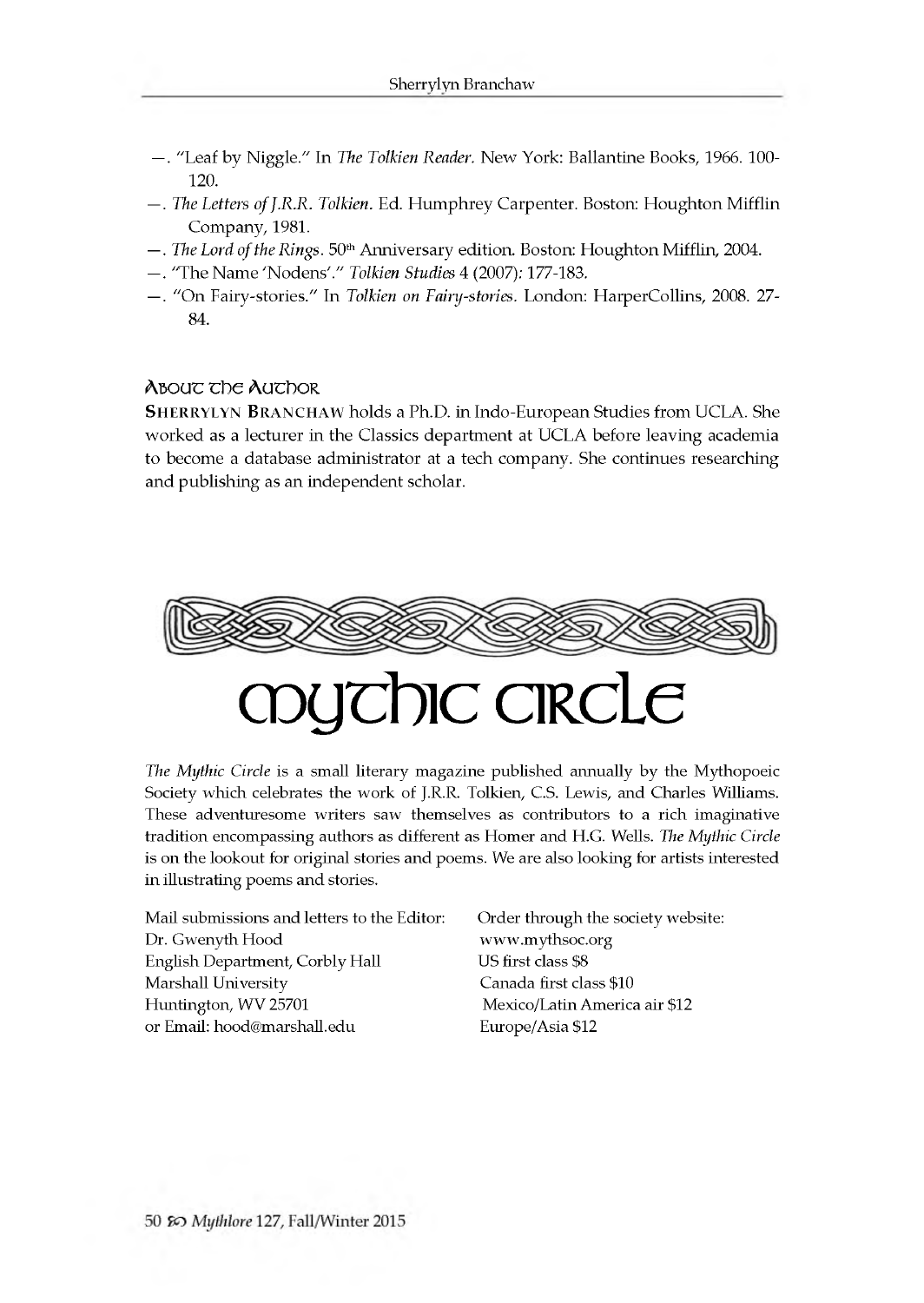—. "Leaf by Niggle." In *The Tolkien Reader*. New York: Ballantine Books, 1966. 100-120.

—. *The Letters of J.R.R. Tolkien*. Ed. Humphrey Carpenter. Boston: Houghton Mifflin Company, 1981.

—. *The Lord of the Rings*. 50th Anniversary edition. Boston: Houghton Mifflin, 2004.

—. "The Name 'Nodens'." *Tolkien Studies* 4 (2007): 177-183.

—. "On Fairy-stories." In *Tolkien on Fairy-stories*. London: HarperCollins, 2008. 27-84.

## About the Author

**Sherrylyn Branchaw** holds a Ph.D. in Indo-European Studies from UCLA. She worked as a lecturer in the Classics department at UCLA before leaving academia to become a database administrator at a tech company. She continues researching and publishing as an independent scholar.

# Mythic Circle

*The Mythic Circle* is a small literary magazine published annually by the Mythopoeic Society which celebrates the work of J.R.R. Tolkien, C.S. Lewis, and Charles Williams. These adventuresome writers saw themselves as contributors to a rich imaginative tradition encompassing authors as different as Homer and H.G. Wells. *The Mythic Circle* is on the lookout for original stories and poems. We are also looking for artists interested in illustrating poems and stories.

Mail submissions and letters to the Editor:
Dr. Gwenyth Hood
English Department, Corbly Hall
Marshall University
Huntington, WV 25701
or Email: hood@marshall.edu

Order through the society website:
www.mythsoc.org
US first class $8
Canada first class $10
Mexico/Latin America air $12
Europe/Asia $12